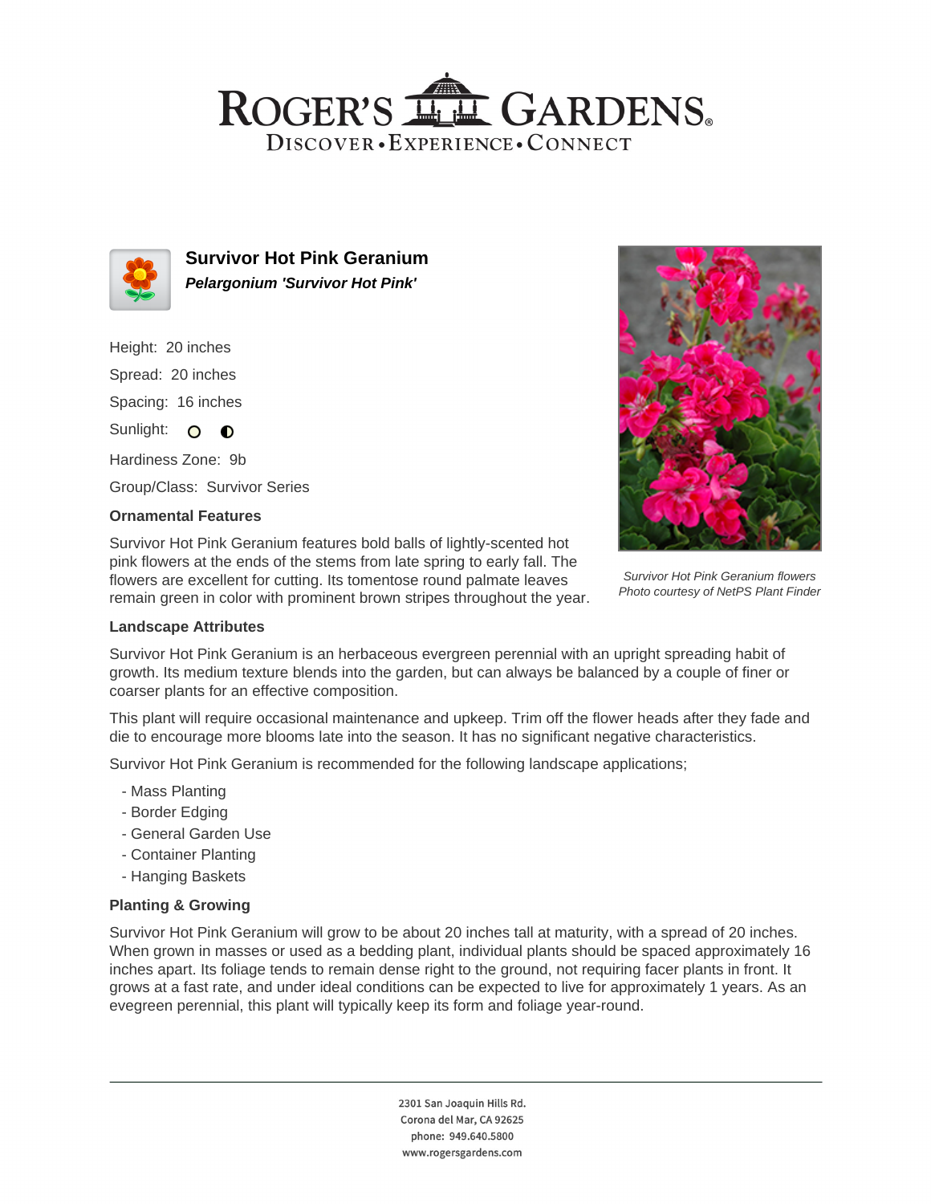# ROGER'S GARDENS

DISCOVER • EXPERIENCE • CONNECT

## Survivor Hot Pink Geranium

***Pelargonium 'Survivor Hot Pink'***

Height: 20 inches

Spread: 20 inches

Spacing: 16 inches

Sunlight:

Hardiness Zone: 9b

Group/Class: Survivor Series

### Ornamental Features

Survivor Hot Pink Geranium features bold balls of lightly-scented hot pink flowers at the ends of the stems from late spring to early fall. The flowers are excellent for cutting. Its tomentose round palmate leaves remain green in color with prominent brown stripes throughout the year.

*Survivor Hot Pink Geranium flowers*
*Photo courtesy of NetPS Plant Finder*

### Landscape Attributes

Survivor Hot Pink Geranium is an herbaceous evergreen perennial with an upright spreading habit of growth. Its medium texture blends into the garden, but can always be balanced by a couple of finer or coarser plants for an effective composition.

This plant will require occasional maintenance and upkeep. Trim off the flower heads after they fade and die to encourage more blooms late into the season. It has no significant negative characteristics.

Survivor Hot Pink Geranium is recommended for the following landscape applications;

- Mass Planting
- Border Edging
- General Garden Use
- Container Planting
- Hanging Baskets

### Planting & Growing

Survivor Hot Pink Geranium will grow to be about 20 inches tall at maturity, with a spread of 20 inches. When grown in masses or used as a bedding plant, individual plants should be spaced approximately 16 inches apart. Its foliage tends to remain dense right to the ground, not requiring facer plants in front. It grows at a fast rate, and under ideal conditions can be expected to live for approximately 1 years. As an evegreen perennial, this plant will typically keep its form and foliage year-round.

2301 San Joaquin Hills Rd.
Corona del Mar, CA 92625
phone: 949.640.5800
www.rogersgardens.com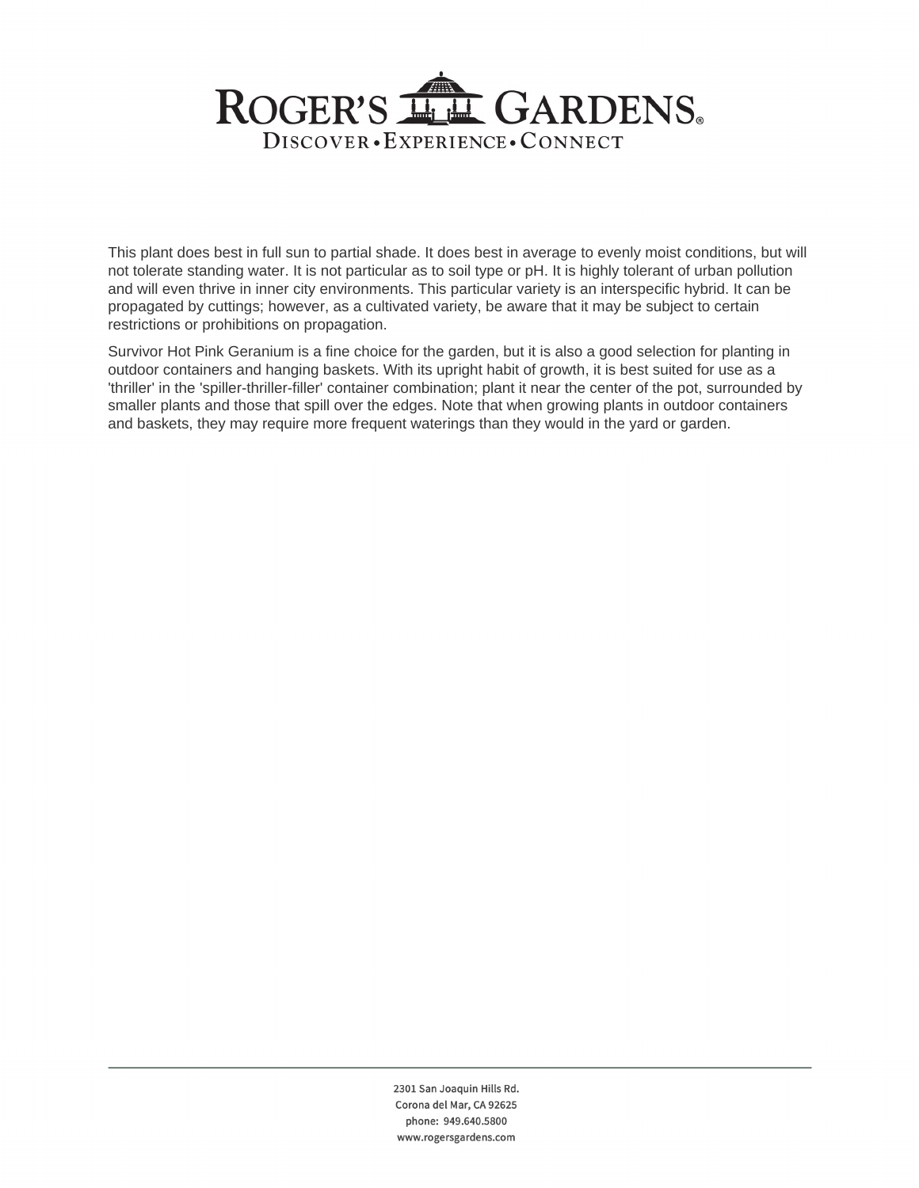This plant does best in full sun to partial shade. It does best in average to evenly moist conditions, but will not tolerate standing water. It is not particular as to soil type or pH. It is highly tolerant of urban pollution and will even thrive in inner city environments. This particular variety is an interspecific hybrid. It can be propagated by cuttings; however, as a cultivated variety, be aware that it may be subject to certain restrictions or prohibitions on propagation.

Survivor Hot Pink Geranium is a fine choice for the garden, but it is also a good selection for planting in outdoor containers and hanging baskets. With its upright habit of growth, it is best suited for use as a 'thriller' in the 'spiller-thriller-filler' container combination; plant it near the center of the pot, surrounded by smaller plants and those that spill over the edges. Note that when growing plants in outdoor containers and baskets, they may require more frequent waterings than they would in the yard or garden.